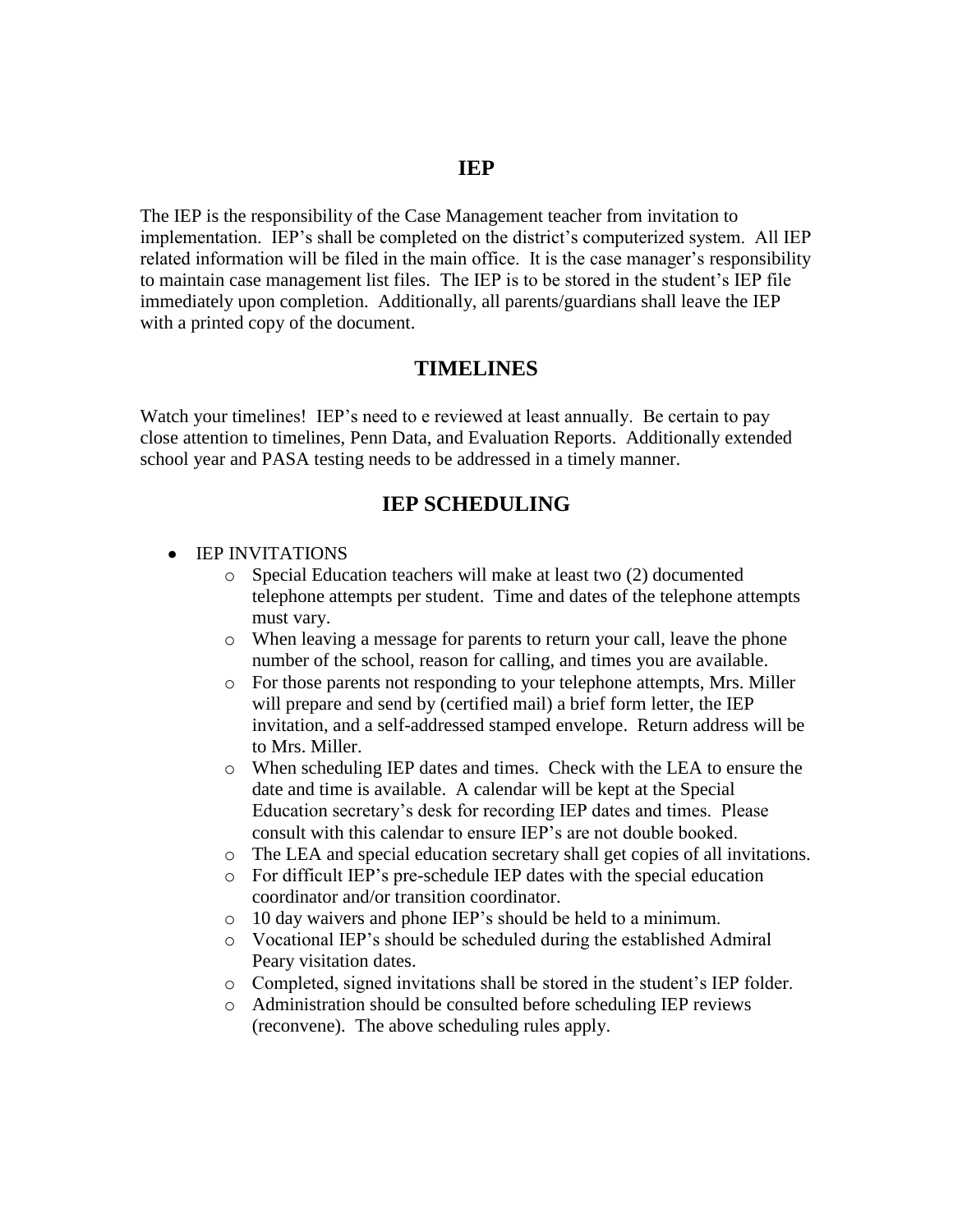# IEP

The IEP is the responsibility of the Case Management teacher from invitation to implementation. IEP's shall be completed on the district's computerized system. All IEP related information will be filed in the main office. It is the case manager's responsibility to maintain case management list files. The IEP is to be stored in the student's IEP file immediately upon completion. Additionally, all parents/guardians shall leave the IEP with a printed copy of the document.

## TIMELINES

Watch your timelines! IEP's need to e reviewed at least annually. Be certain to pay close attention to timelines, Penn Data, and Evaluation Reports. Additionally extended school year and PASA testing needs to be addressed in a timely manner.

## IEP SCHEDULING

- IEP INVITATIONS
  - Special Education teachers will make at least two (2) documented telephone attempts per student. Time and dates of the telephone attempts must vary.
  - When leaving a message for parents to return your call, leave the phone number of the school, reason for calling, and times you are available.
  - For those parents not responding to your telephone attempts, Mrs. Miller will prepare and send by (certified mail) a brief form letter, the IEP invitation, and a self-addressed stamped envelope. Return address will be to Mrs. Miller.
  - When scheduling IEP dates and times. Check with the LEA to ensure the date and time is available. A calendar will be kept at the Special Education secretary's desk for recording IEP dates and times. Please consult with this calendar to ensure IEP's are not double booked.
  - The LEA and special education secretary shall get copies of all invitations.
  - For difficult IEP's pre-schedule IEP dates with the special education coordinator and/or transition coordinator.
  - 10 day waivers and phone IEP's should be held to a minimum.
  - Vocational IEP's should be scheduled during the established Admiral Peary visitation dates.
  - Completed, signed invitations shall be stored in the student's IEP folder.
  - Administration should be consulted before scheduling IEP reviews (reconvene). The above scheduling rules apply.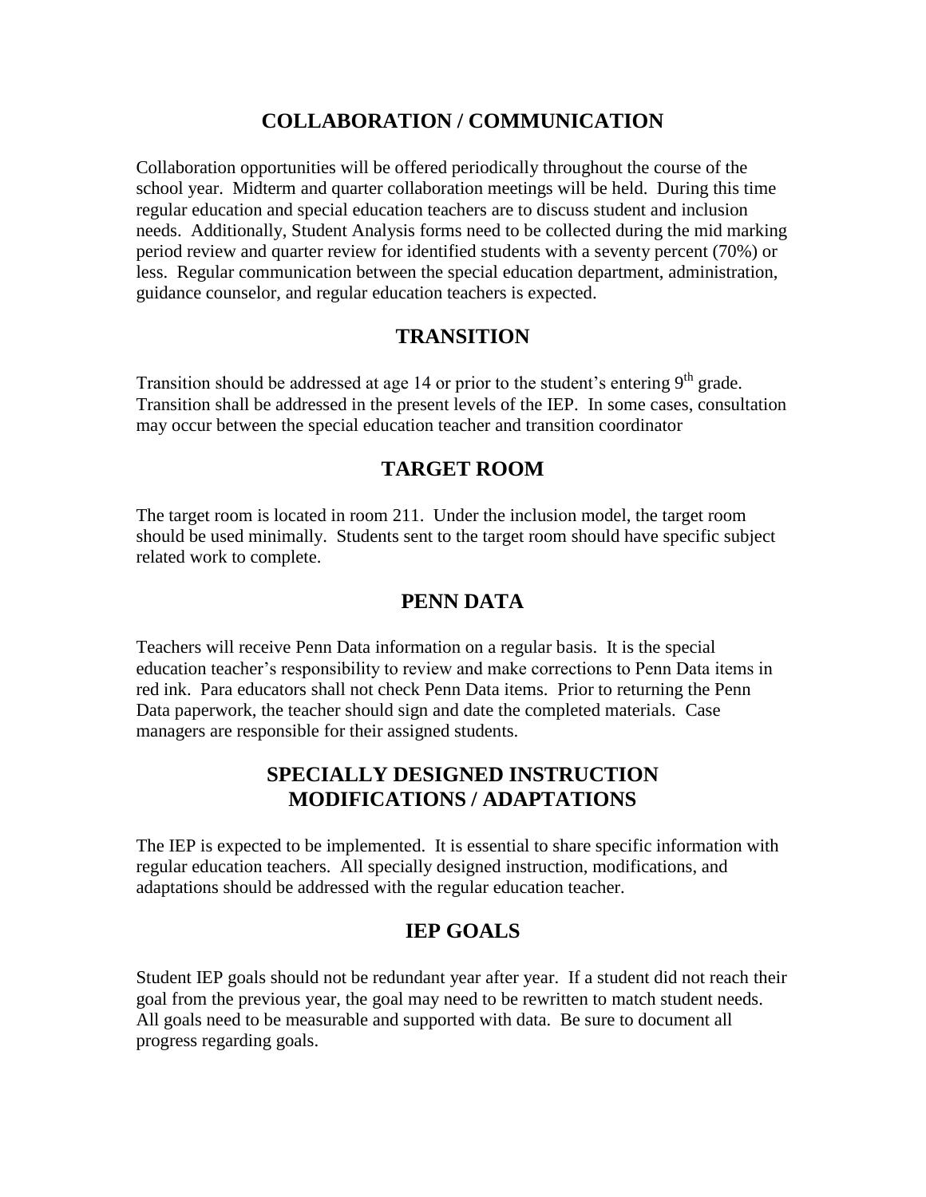## COLLABORATION / COMMUNICATION

Collaboration opportunities will be offered periodically throughout the course of the school year. Midterm and quarter collaboration meetings will be held. During this time regular education and special education teachers are to discuss student and inclusion needs. Additionally, Student Analysis forms need to be collected during the mid marking period review and quarter review for identified students with a seventy percent (70%) or less. Regular communication between the special education department, administration, guidance counselor, and regular education teachers is expected.

## TRANSITION

Transition should be addressed at age 14 or prior to the student's entering 9th grade. Transition shall be addressed in the present levels of the IEP. In some cases, consultation may occur between the special education teacher and transition coordinator

## TARGET ROOM

The target room is located in room 211. Under the inclusion model, the target room should be used minimally. Students sent to the target room should have specific subject related work to complete.

## PENN DATA

Teachers will receive Penn Data information on a regular basis. It is the special education teacher's responsibility to review and make corrections to Penn Data items in red ink. Para educators shall not check Penn Data items. Prior to returning the Penn Data paperwork, the teacher should sign and date the completed materials. Case managers are responsible for their assigned students.

## SPECIALLY DESIGNED INSTRUCTION MODIFICATIONS / ADAPTATIONS

The IEP is expected to be implemented. It is essential to share specific information with regular education teachers. All specially designed instruction, modifications, and adaptations should be addressed with the regular education teacher.

## IEP GOALS

Student IEP goals should not be redundant year after year. If a student did not reach their goal from the previous year, the goal may need to be rewritten to match student needs. All goals need to be measurable and supported with data. Be sure to document all progress regarding goals.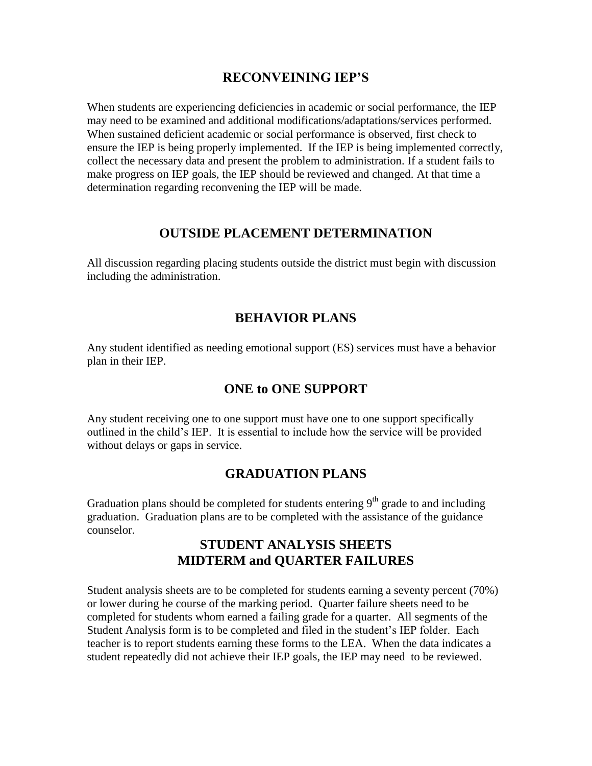## RECONVEINING IEP'S

When students are experiencing deficiencies in academic or social performance, the IEP may need to be examined and additional modifications/adaptations/services performed. When sustained deficient academic or social performance is observed, first check to ensure the IEP is being properly implemented. If the IEP is being implemented correctly, collect the necessary data and present the problem to administration. If a student fails to make progress on IEP goals, the IEP should be reviewed and changed. At that time a determination regarding reconvening the IEP will be made.

## OUTSIDE PLACEMENT DETERMINATION

All discussion regarding placing students outside the district must begin with discussion including the administration.

## BEHAVIOR PLANS

Any student identified as needing emotional support (ES) services must have a behavior plan in their IEP.

## ONE to ONE SUPPORT

Any student receiving one to one support must have one to one support specifically outlined in the child's IEP. It is essential to include how the service will be provided without delays or gaps in service.

## GRADUATION PLANS

Graduation plans should be completed for students entering 9th grade to and including graduation. Graduation plans are to be completed with the assistance of the guidance counselor.

## STUDENT ANALYSIS SHEETS MIDTERM and QUARTER FAILURES

Student analysis sheets are to be completed for students earning a seventy percent (70%) or lower during he course of the marking period. Quarter failure sheets need to be completed for students whom earned a failing grade for a quarter. All segments of the Student Analysis form is to be completed and filed in the student's IEP folder. Each teacher is to report students earning these forms to the LEA. When the data indicates a student repeatedly did not achieve their IEP goals, the IEP may need to be reviewed.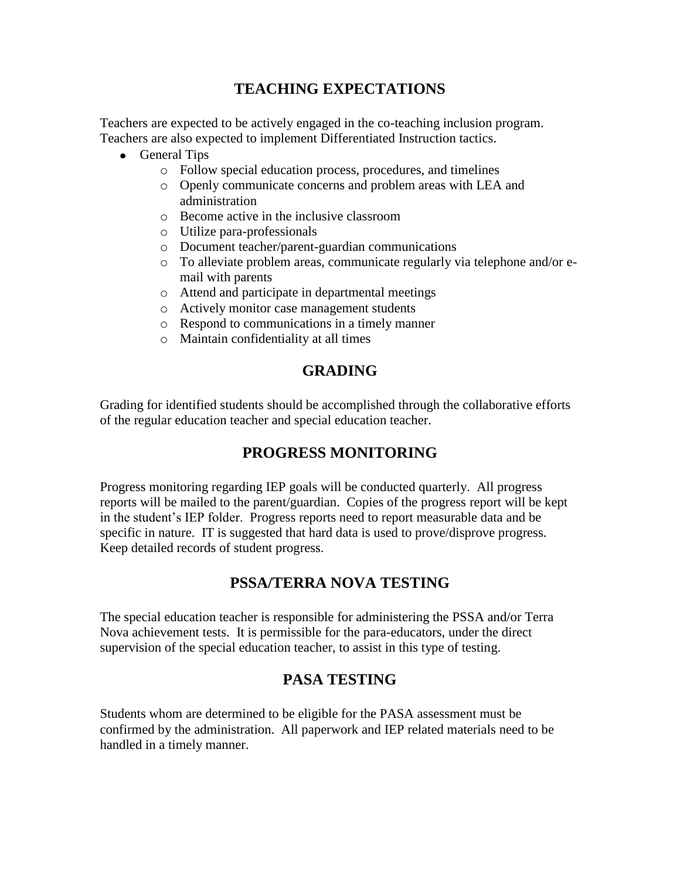## TEACHING EXPECTATIONS

Teachers are expected to be actively engaged in the co-teaching inclusion program. Teachers are also expected to implement Differentiated Instruction tactics.

- General Tips
  - Follow special education process, procedures, and timelines
  - Openly communicate concerns and problem areas with LEA and administration
  - Become active in the inclusive classroom
  - Utilize para-professionals
  - Document teacher/parent-guardian communications
  - To alleviate problem areas, communicate regularly via telephone and/or e-mail with parents
  - Attend and participate in departmental meetings
  - Actively monitor case management students
  - Respond to communications in a timely manner
  - Maintain confidentiality at all times

## GRADING

Grading for identified students should be accomplished through the collaborative efforts of the regular education teacher and special education teacher.

## PROGRESS MONITORING

Progress monitoring regarding IEP goals will be conducted quarterly. All progress reports will be mailed to the parent/guardian. Copies of the progress report will be kept in the student's IEP folder. Progress reports need to report measurable data and be specific in nature. IT is suggested that hard data is used to prove/disprove progress. Keep detailed records of student progress.

## PSSA/TERRA NOVA TESTING

The special education teacher is responsible for administering the PSSA and/or Terra Nova achievement tests. It is permissible for the para-educators, under the direct supervision of the special education teacher, to assist in this type of testing.

## PASA TESTING

Students whom are determined to be eligible for the PASA assessment must be confirmed by the administration. All paperwork and IEP related materials need to be handled in a timely manner.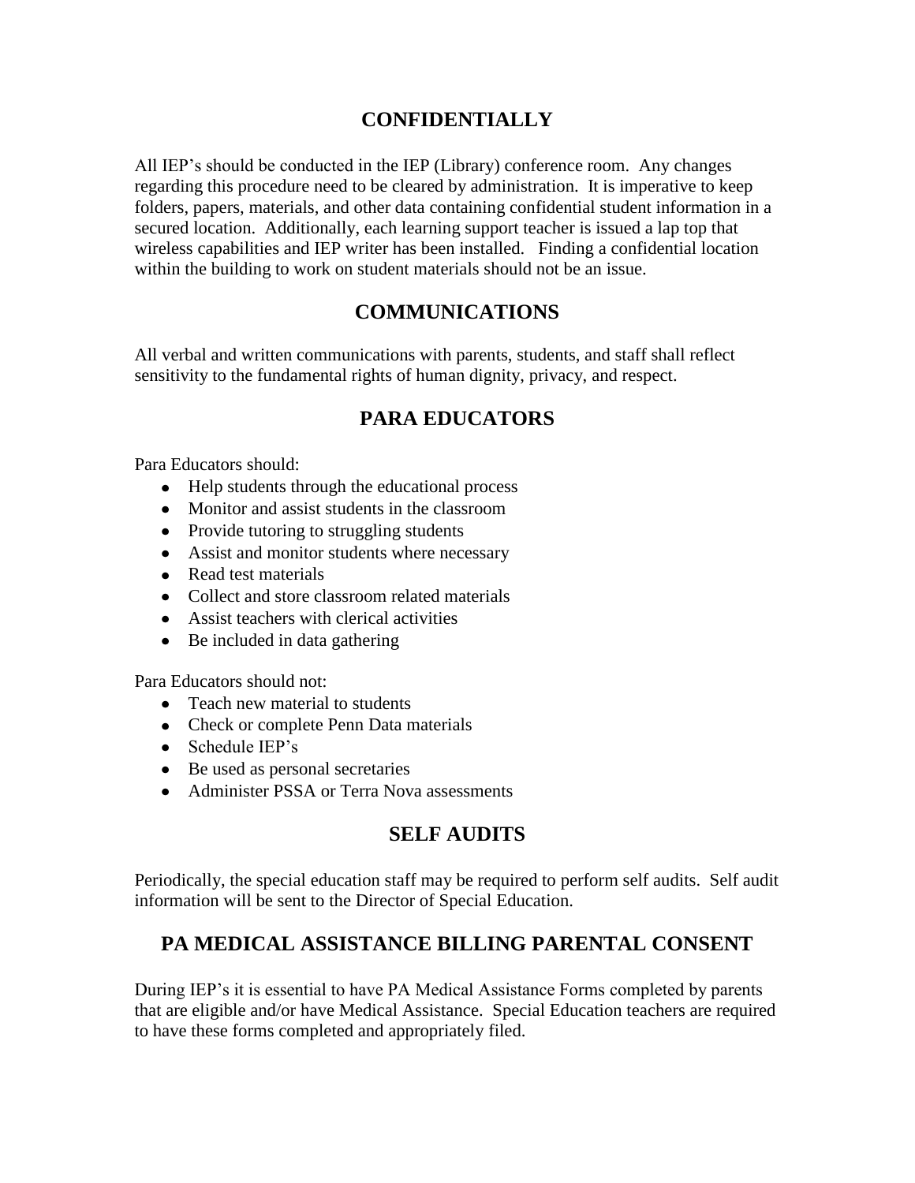## CONFIDENTIALLY

All IEP's should be conducted in the IEP (Library) conference room. Any changes regarding this procedure need to be cleared by administration. It is imperative to keep folders, papers, materials, and other data containing confidential student information in a secured location. Additionally, each learning support teacher is issued a lap top that wireless capabilities and IEP writer has been installed. Finding a confidential location within the building to work on student materials should not be an issue.

## COMMUNICATIONS

All verbal and written communications with parents, students, and staff shall reflect sensitivity to the fundamental rights of human dignity, privacy, and respect.

## PARA EDUCATORS

Para Educators should:

- Help students through the educational process
- Monitor and assist students in the classroom
- Provide tutoring to struggling students
- Assist and monitor students where necessary
- Read test materials
- Collect and store classroom related materials
- Assist teachers with clerical activities
- Be included in data gathering

Para Educators should not:

- Teach new material to students
- Check or complete Penn Data materials
- Schedule IEP's
- Be used as personal secretaries
- Administer PSSA or Terra Nova assessments

## SELF AUDITS

Periodically, the special education staff may be required to perform self audits. Self audit information will be sent to the Director of Special Education.

## PA MEDICAL ASSISTANCE BILLING PARENTAL CONSENT

During IEP's it is essential to have PA Medical Assistance Forms completed by parents that are eligible and/or have Medical Assistance. Special Education teachers are required to have these forms completed and appropriately filed.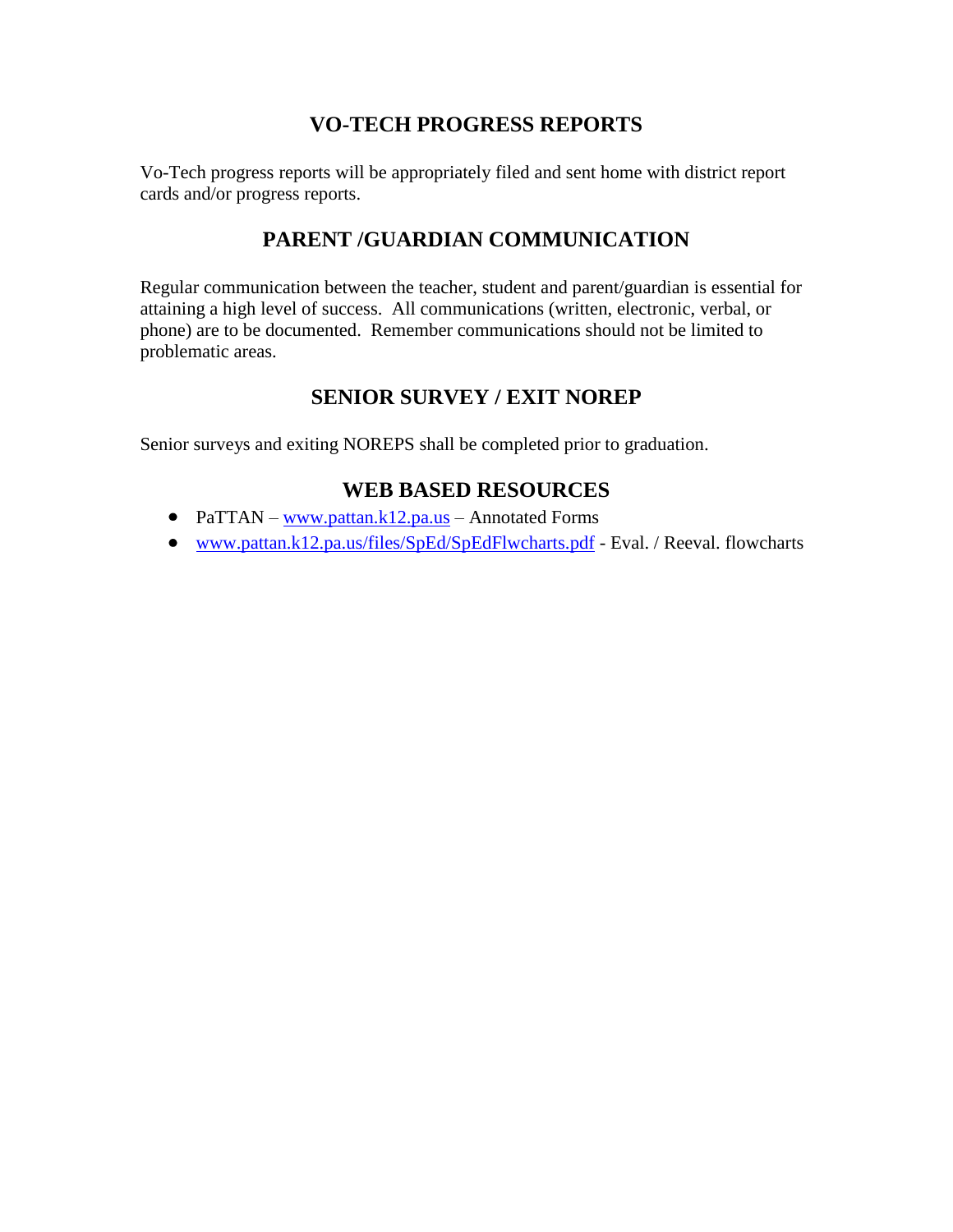## VO-TECH PROGRESS REPORTS

Vo-Tech progress reports will be appropriately filed and sent home with district report cards and/or progress reports.

## PARENT /GUARDIAN COMMUNICATION

Regular communication between the teacher, student and parent/guardian is essential for attaining a high level of success. All communications (written, electronic, verbal, or phone) are to be documented. Remember communications should not be limited to problematic areas.

## SENIOR SURVEY / EXIT NOREP

Senior surveys and exiting NOREPS shall be completed prior to graduation.

## WEB BASED RESOURCES

- PaTTAN – www.pattan.k12.pa.us – Annotated Forms
- www.pattan.k12.pa.us/files/SpEd/SpEdFlwcharts.pdf - Eval. / Reeval. flowcharts